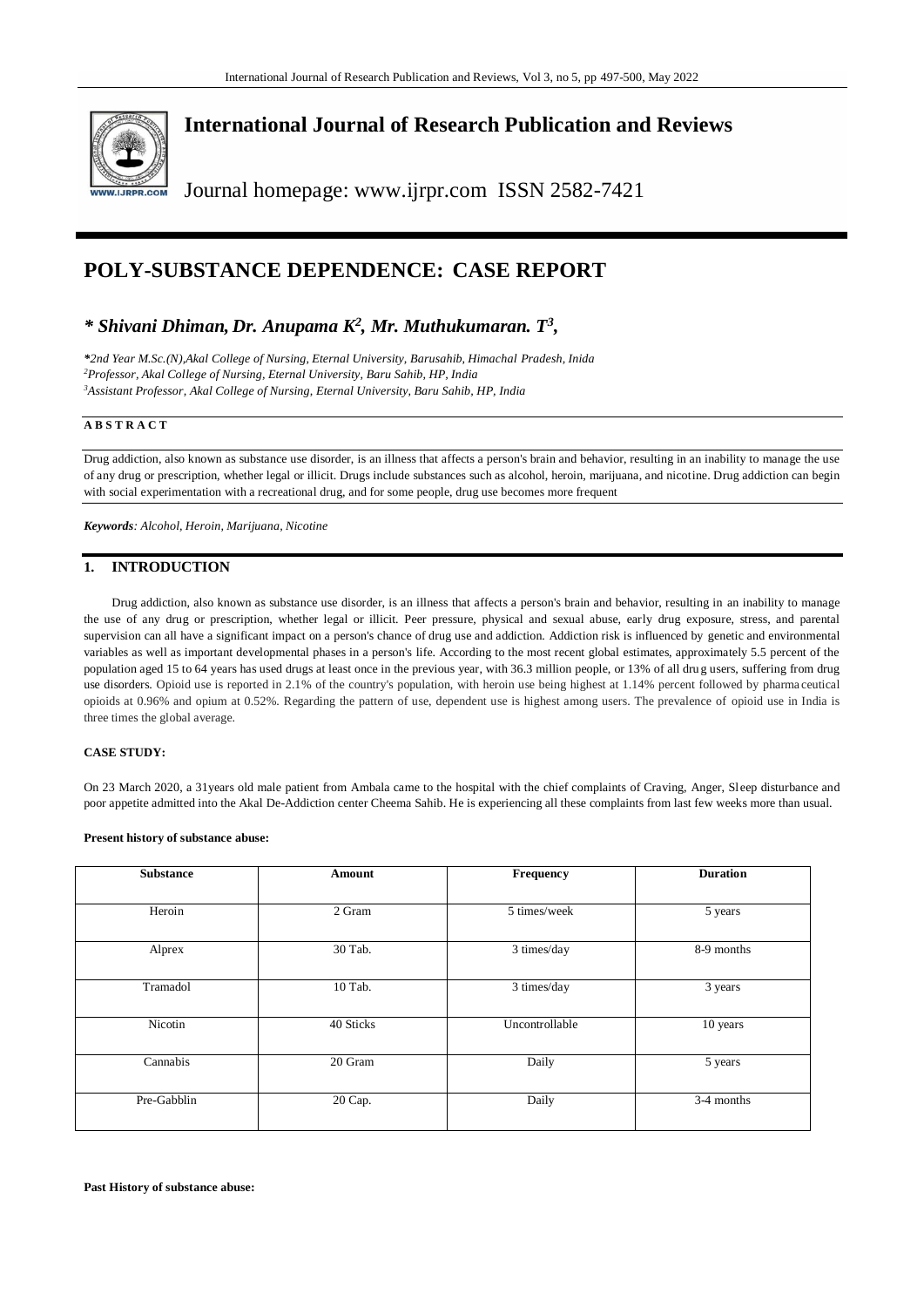# International Journal of Research Publication and Reviews

Journal homepage: www.ijrpr.com ISSN 2582-7421

# POLY-SUBSTANCE DEPENDENCE: CASE REPORT

## *** Shivani Dhiman, Dr. Anupama K[2], Mr. Muthukumaran. T[3],**

*\*2nd Year M.Sc.(N),Akal College of Nursing, Eternal University, Barusahib, Himachal Pradesh, Inida*
*[2]Professor, Akal College of Nursing, Eternal University, Baru Sahib, HP, India*
*[3]Assistant Professor, Akal College of Nursing, Eternal University, Baru Sahib, HP, India*

**A B S T R A C T**

Drug addiction, also known as substance use disorder, is an illness that affects a person's brain and behavior, resulting in an inability to manage the use of any drug or prescription, whether legal or illicit. Drugs include substances such as alcohol, heroin, marijuana, and nicotine. Drug addiction can begin with social experimentation with a recreational drug, and for some people, drug use becomes more frequent

*Keywords: Alcohol, Heroin, Marijuana, Nicotine*

## 1. INTRODUCTION

Drug addiction, also known as substance use disorder, is an illness that affects a person's brain and behavior, resulting in an inability to manage the use of any drug or prescription, whether legal or illicit. Peer pressure, physical and sexual abuse, early drug exposure, stress, and parental supervision can all have a significant impact on a person's chance of drug use and addiction. Addiction risk is influenced by genetic and environmental variables as well as important developmental phases in a person's life. According to the most recent global estimates, approximately 5.5 percent of the population aged 15 to 64 years has used drugs at least once in the previous year, with 36.3 million people, or 13% of all drug users, suffering from drug use disorders. Opioid use is reported in 2.1% of the country's population, with heroin use being highest at 1.14% percent followed by pharmaceutical opioids at 0.96% and opium at 0.52%. Regarding the pattern of use, dependent use is highest among users. The prevalence of opioid use in India is three times the global average.

### CASE STUDY:

On 23 March 2020, a 31years old male patient from Ambala came to the hospital with the chief complaints of Craving, Anger, Sleep disturbance and poor appetite admitted into the Akal De-Addiction center Cheema Sahib. He is experiencing all these complaints from last few weeks more than usual.

**Present history of substance abuse:**

| Substance | Amount | Frequency | Duration |
|---|---|---|---|
| Heroin | 2 Gram | 5 times/week | 5 years |
| Alprex | 30 Tab. | 3 times/day | 8-9 months |
| Tramadol | 10 Tab. | 3 times/day | 3 years |
| Nicotin | 40 Sticks | Uncontrollable | 10 years |
| Cannabis | 20 Gram | Daily | 5 years |
| Pre-Gabblin | 20 Cap. | Daily | 3-4 months |

**Past History of substance abuse:**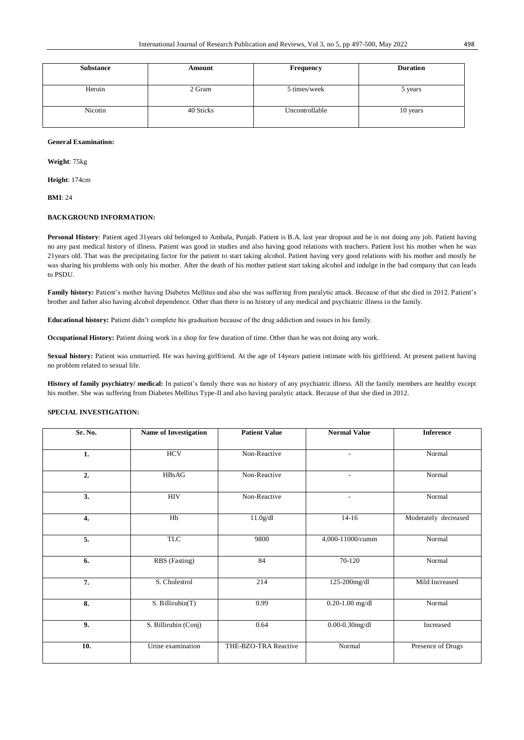| Substance | Amount | Frequency | Duration |
|---|---|---|---|
| Heroin | 2 Gram | 5 times/week | 5 years |
| Nicotin | 40 Sticks | Uncontrollable | 10 years |

**General Examination:**

**Weight**: 75kg

**Height**: 174cm

**BMI**: 24

**BACKGROUND INFORMATION:**

**Personal History**: Patient aged 31years old belonged to Ambala, Punjab. Patient is B.A. last year dropout and he is not doing any job. Patient having no any past medical history of illness. Patient was good in studies and also having good relations with teachers. Patient lost his mother when he was 21years old. That was the precipitating factor for the patient to start taking alcohol. Patient having very good relations with his mother and mostly he was sharing his problems with only his mother. After the death of his mother patient start taking alcohol and indulge in the bad company that can leads to PSDU.

**Family history:** Patient's mother having Diabetes Mellitus and also she was suffering from paralytic attack. Because of that she died in 2012. Patient's brother and father also having alcohol dependence. Other than there is no history of any medical and psychiatric illness in the family.

**Educational history:** Patient didn't complete his graduation because of the drug addiction and issues in his family.

**Occupational History:** Patient doing work in a shop for few duration of time. Other than he was not doing any work.

**Sexual history:** Patient was unmarried. He was having girlfriend. At the age of 14years patient intimate with his girlfriend. At present patient having no problem related to sexual life.

**History of family psychiatry/ medical:** In patient's family there was no history of any psychiatric illness. All the family members are healthy except his mother. She was suffering from Diabetes Mellitus Type-II and also having paralytic attack. Because of that she died in 2012.

**SPECIAL INVESTIGATION:**

| Sr. No. | Name of Investigation | Patient Value | Normal Value | Inference |
|---|---|---|---|---|
| **1.** | HCV | Non-Reactive | - | Normal |
| **2.** | HBsAG | Non-Reactive | - | Normal |
| **3.** | HIV | Non-Reactive | - | Normal |
| **4.** | Hb | 11.0g/dl | 14-16 | Moderately decreased |
| **5.** | TLC | 9800 | 4,000-11000/cumm | Normal |
| **6.** | RBS (Fasting) | 84 | 70-120 | Normal |
| **7.** | S. Cholestrol | 214 | 125-200mg/dl | Mild Increased |
| **8.** | S. Billirubin(T) | 0.99 | 0.20-1.00 mg/dl | Normal |
| **9.** | S. Billirubin (Conj) | 0.64 | 0.00-0.30mg/dl | Increased |
| **10.** | Urine examination | THE-BZO-TRA Reactive | Normal | Presence of Drugs |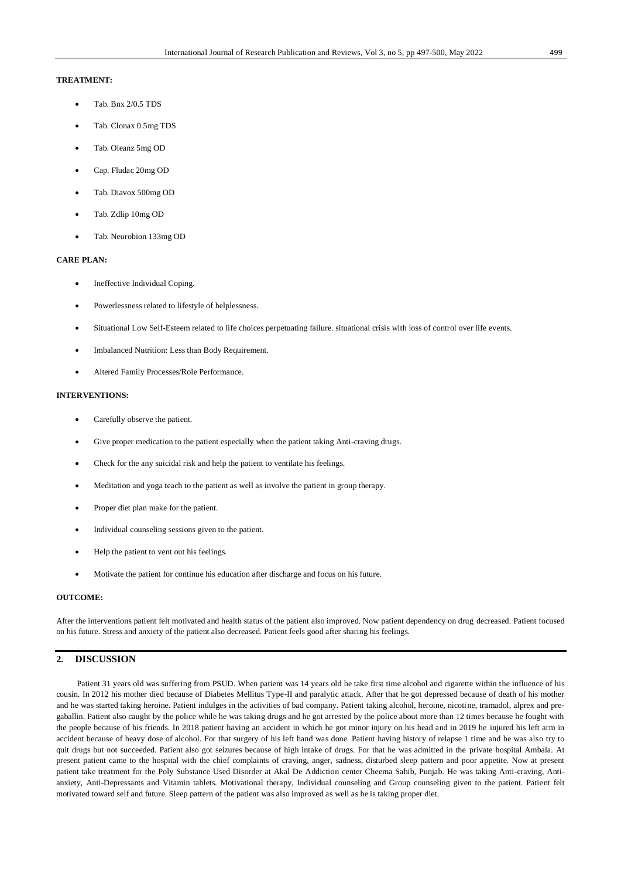**TREATMENT:**

- Tab. Bnx 2/0.5 TDS
- Tab. Clonax 0.5mg TDS
- Tab. Oleanz 5mg OD
- Cap. Fludac 20mg OD
- Tab. Diavox 500mg OD
- Tab. Zdlip 10mg OD
- Tab. Neurobion 133mg OD

**CARE PLAN:**

- Ineffective Individual Coping.
- Powerlessness related to lifestyle of helplessness.
- Situational Low Self-Esteem related to life choices perpetuating failure. situational crisis with loss of control over life events.
- Imbalanced Nutrition: Less than Body Requirement.
- Altered Family Processes/Role Performance.

**INTERVENTIONS:**

- Carefully observe the patient.
- Give proper medication to the patient especially when the patient taking Anti-craving drugs.
- Check for the any suicidal risk and help the patient to ventilate his feelings.
- Meditation and yoga teach to the patient as well as involve the patient in group therapy.
- Proper diet plan make for the patient.
- Individual counseling sessions given to the patient.
- Help the patient to vent out his feelings.
- Motivate the patient for continue his education after discharge and focus on his future.

**OUTCOME:**

After the interventions patient felt motivated and health status of the patient also improved. Now patient dependency on drug decreased. Patient focused on his future. Stress and anxiety of the patient also decreased. Patient feels good after sharing his feelings.

## 2. DISCUSSION

Patient 31 years old was suffering from PSUD. When patient was 14 years old he take first time alcohol and cigarette within the influence of his cousin. In 2012 his mother died because of Diabetes Mellitus Type-II and paralytic attack. After that he got depressed because of death of his mother and he was started taking heroine. Patient indulges in the activities of bad company. Patient taking alcohol, heroine, nicotine, tramadol, alprex and pre-gaballin. Patient also caught by the police while he was taking drugs and he got arrested by the police about more than 12 times because he fought with the people because of his friends. In 2018 patient having an accident in which he got minor injury on his head and in 2019 he injured his left arm in accident because of heavy dose of alcohol. For that surgery of his left hand was done. Patient having history of relapse 1 time and he was also try to quit drugs but not succeeded. Patient also got seizures because of high intake of drugs. For that he was admitted in the private hospital Ambala. At present patient came to the hospital with the chief complaints of craving, anger, sadness, disturbed sleep pattern and poor appetite. Now at present patient take treatment for the Poly Substance Used Disorder at Akal De Addiction center Cheema Sahib, Punjab. He was taking Anti-craving, Anti-anxiety, Anti-Depressants and Vitamin tablets. Motivational therapy, Individual counseling and Group counseling given to the patient. Patient felt motivated toward self and future. Sleep pattern of the patient was also improved as well as he is taking proper diet.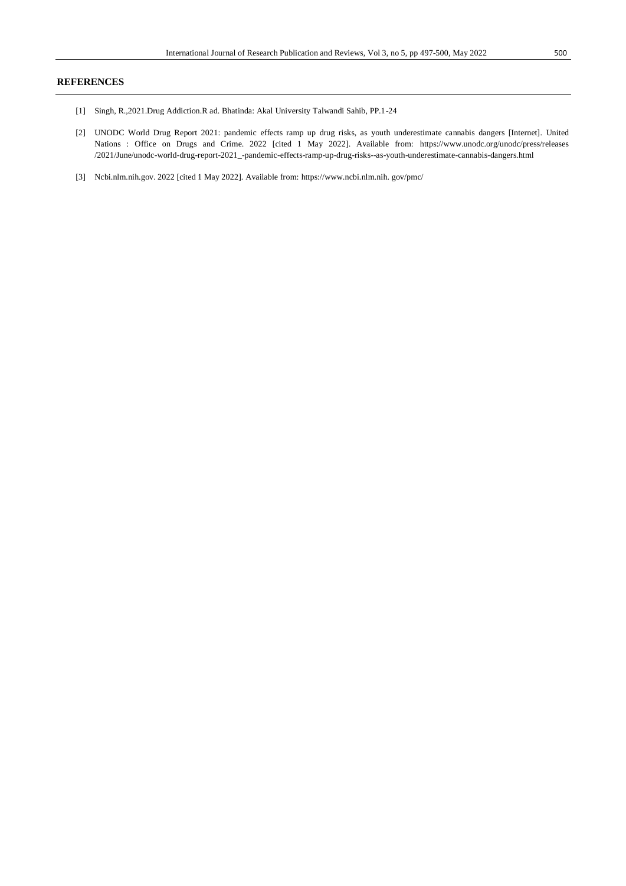## REFERENCES

[1] Singh, R.,2021.Drug Addiction.R ad. Bhatinda: Akal University Talwandi Sahib, PP.1-24

[2] UNODC World Drug Report 2021: pandemic effects ramp up drug risks, as youth underestimate cannabis dangers [Internet]. United Nations : Office on Drugs and Crime. 2022 [cited 1 May 2022]. Available from: https://www.unodc.org/unodc/press/releases /2021/June/unodc-world-drug-report-2021_-pandemic-effects-ramp-up-drug-risks--as-youth-underestimate-cannabis-dangers.html

[3] Ncbi.nlm.nih.gov. 2022 [cited 1 May 2022]. Available from: https://www.ncbi.nlm.nih. gov/pmc/